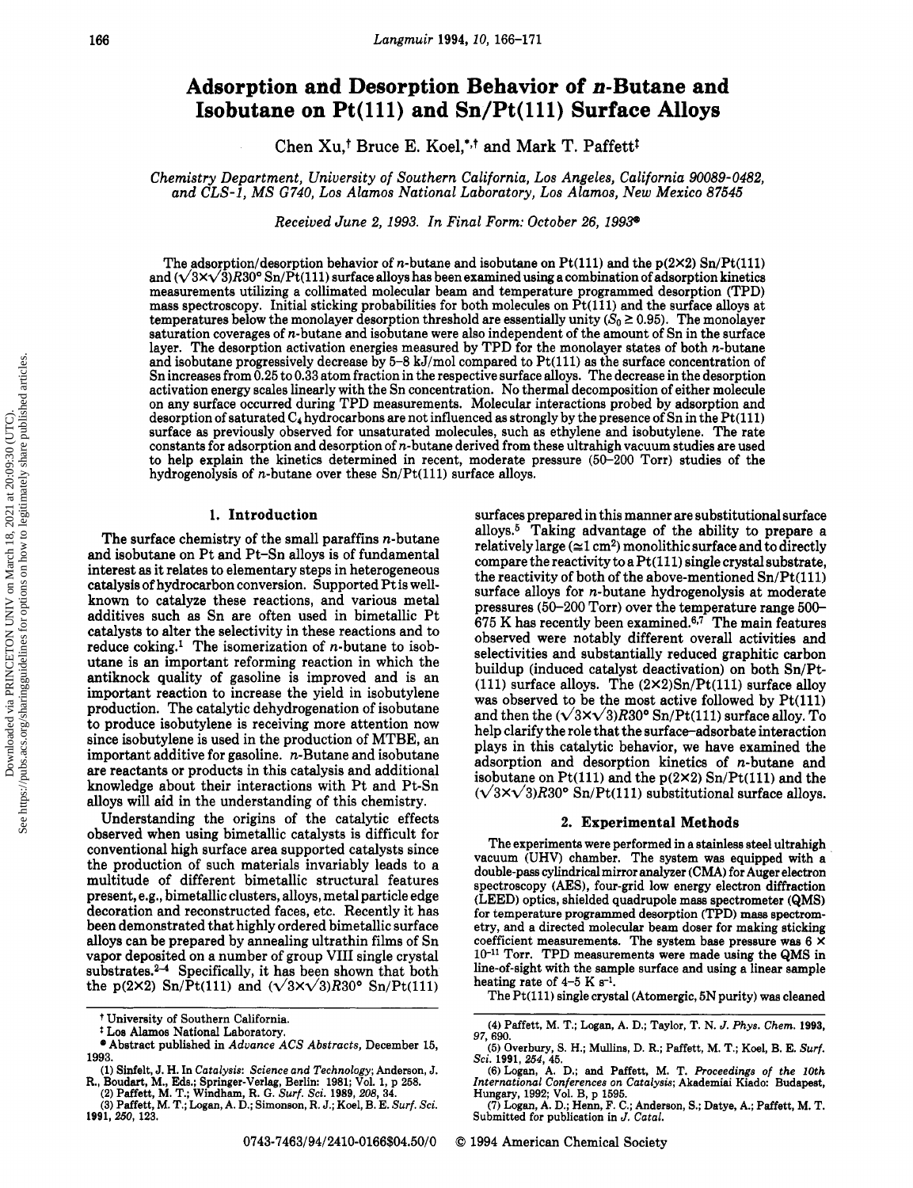# Adsorption and Desorption Behavior of *n*-Butane and Isobutane on Pt(111) and Sn/Pt(111) Surface Alloys

Chen Xu,[†] Bruce E. Koel,[*,†] and Mark T. Paffett[‡]

*Chemistry Department, University of Southern California, Los Angeles, California 90089-0482, and CLS-1, MS G740, Los Alamos National Laboratory, Los Alamos, New Mexico 87545*

*Received June 2, 1993. In Final Form: October 26, 1993*[®]

The adsorption/desorption behavior of *n*-butane and isobutane on Pt(111) and the p(2×2) Sn/Pt(111) and ($\sqrt{3}\times\sqrt{3}$)$R30°$ Sn/Pt(111) surface alloys has been examined using a combination of adsorption kinetics measurements utilizing a collimated molecular beam and temperature programmed desorption (TPD) mass spectroscopy. Initial sticking probabilities for both molecules on Pt(111) and the surface alloys at temperatures below the monolayer desorption threshold are essentially unity ($S_0 \geq 0.95$). The monolayer saturation coverages of *n*-butane and isobutane were also independent of the amount of Sn in the surface layer. The desorption activation energies measured by TPD for the monolayer states of both *n*-butane and isobutane progressively decrease by 5–8 kJ/mol compared to Pt(111) as the surface concentration of Sn increases from 0.25 to 0.33 atom fraction in the respective surface alloys. The decrease in the desorption activation energy scales linearly with the Sn concentration. No thermal decomposition of either molecule on any surface occurred during TPD measurements. Molecular interactions probed by adsorption and desorption of saturated $C_4$ hydrocarbons are not influenced as strongly by the presence of Sn in the Pt(111) surface as previously observed for unsaturated molecules, such as ethylene and isobutylene. The rate constants for adsorption and desorption of *n*-butane derived from these ultrahigh vacuum studies are used to help explain the kinetics determined in recent, moderate pressure (50–200 Torr) studies of the hydrogenolysis of *n*-butane over these Sn/Pt(111) surface alloys.

## 1. Introduction

The surface chemistry of the small paraffins *n*-butane and isobutane on Pt and Pt-Sn alloys is of fundamental interest as it relates to elementary steps in heterogeneous catalysis of hydrocarbon conversion. Supported Pt is well-known to catalyze these reactions, and various metal additives such as Sn are often used in bimetallic Pt catalysts to alter the selectivity in these reactions and to reduce coking.[1] The isomerization of *n*-butane to isobutane is an important reforming reaction in which the antiknock quality of gasoline is improved and is an important reaction to increase the yield in isobutylene production. The catalytic dehydrogenation of isobutane to produce isobutylene is receiving more attention now since isobutylene is used in the production of MTBE, an important additive for gasoline. *n*-Butane and isobutane are reactants or products in this catalysis and additional knowledge about their interactions with Pt and Pt-Sn alloys will aid in the understanding of this chemistry.

Understanding the origins of the catalytic effects observed when using bimetallic catalysts is difficult for conventional high surface area supported catalysts since the production of such materials invariably leads to a multitude of different bimetallic structural features present, e.g., bimetallic clusters, alloys, metal particle edge decoration and reconstructed faces, etc. Recently it has been demonstrated that highly ordered bimetallic surface alloys can be prepared by annealing ultrathin films of Sn vapor deposited on a number of group VIII single crystal substrates.[2–4] Specifically, it has been shown that both the p(2×2) Sn/Pt(111) and ($\sqrt{3}\times\sqrt{3}$)$R30°$ Sn/Pt(111) surfaces prepared in this manner are substitutional surface alloys.[5] Taking advantage of the ability to prepare a relatively large (≅1 cm²) monolithic surface and to directly compare the reactivity to a Pt(111) single crystal substrate, the reactivity of both of the above-mentioned Sn/Pt(111) surface alloys for *n*-butane hydrogenolysis at moderate pressures (50–200 Torr) over the temperature range 500–675 K has recently been examined.[6,7] The main features observed were notably different overall activities and selectivities and substantially reduced graphitic carbon buildup (induced catalyst deactivation) on both Sn/Pt-(111) surface alloys. The (2×2)Sn/Pt(111) surface alloy was observed to be the most active followed by Pt(111) and then the ($\sqrt{3}\times\sqrt{3}$)$R30°$ Sn/Pt(111) surface alloy. To help clarify the role that the surface–adsorbate interaction plays in this catalytic behavior, we have examined the adsorption and desorption kinetics of *n*-butane and isobutane on Pt(111) and the p(2×2) Sn/Pt(111) and the ($\sqrt{3}\times\sqrt{3}$)$R30°$ Sn/Pt(111) substitutional surface alloys.

## 2. Experimental Methods

The experiments were performed in a stainless steel ultrahigh vacuum (UHV) chamber. The system was equipped with a double-pass cylindrical mirror analyzer (CMA) for Auger electron spectroscopy (AES), four-grid low energy electron diffraction (LEED) optics, shielded quadrupole mass spectrometer (QMS) for temperature programmed desorption (TPD) mass spectrometry, and a directed molecular beam doser for making sticking coefficient measurements. The system base pressure was $6 \times 10^{-11}$ Torr. TPD measurements were made using the QMS in line-of-sight with the sample surface and using a linear sample heating rate of 4–5 K $s^{-1}$.

The Pt(111) single crystal (Atomergic, 5N purity) was cleaned

---

[†] University of Southern California.

[‡] Los Alamos National Laboratory.

[®] Abstract published in *Advance ACS Abstracts,* December 15, 1993.

(1) Sinfelt, J. H. In *Catalysis: Science and Technology*; Anderson, J. R., Boudart, M., Eds.; Springer-Verlag, Berlin: 1981; Vol. 1, p 258.

(2) Paffett, M. T.; Windham, R. G. *Surf. Sci.* **1989**, *208*, 34.

(3) Paffett, M. T.; Logan, A. D.; Simonson, R. J.; Koel, B. E. *Surf. Sci.* **1991**, *250*, 123.

(4) Paffett, M. T.; Logan, A. D.; Taylor, T. N. *J. Phys. Chem.* **1993**, *97*, 690.

(5) Overbury, S. H.; Mullins, D. R.; Paffett, M. T.; Koel, B. E. *Surf. Sci.* **1991**, *254*, 45.

(6) Logan, A. D.; and Paffett, M. T. *Proceedings of the 10th International Conferences on Catalysis*; Akademiai Kiado: Budapest, Hungary, 1992; Vol. B, p 1595.

(7) Logan, A. D.; Henn, F. C.; Anderson, S.; Datye, A.; Paffett, M. T. Submitted for publication in *J. Catal.*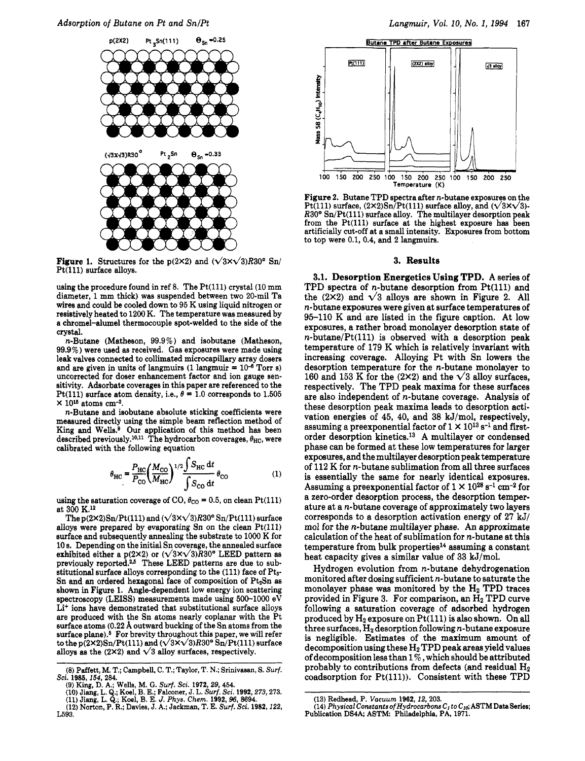p(2X2) $Pt_3Sn(111)$ $\Theta_{Sn}$ =0.25

($\sqrt{3}$X$\sqrt{3}$)R30° $Pt_2Sn$ $\Theta_{Sn}$ =0.33

**Figure 1.** Structures for the p(2×2) and ($\sqrt{3}\times\sqrt{3}$)R30° Sn/Pt(111) surface alloys.

using the procedure found in ref 8. The Pt(111) crystal (10 mm diameter, 1 mm thick) was suspended between two 20-mil Ta wires and could be cooled down to 95 K using liquid nitrogen or resistively heated to 1200 K. The temperature was measured by a chromel–alumel thermocouple spot-welded to the side of the crystal.

*n*-Butane (Matheson, 99.9%) and isobutane (Matheson, 99.9%) were used as received. Gas exposures were made using leak valves connected to collimated microcapillary array dosers and are given in units of langmuirs (1 langmuir = $10^{-6}$ Torr s) uncorrected for doser enhancement factor and ion gauge sensitivity. Adsorbate coverages in this paper are referenced to the Pt(111) surface atom density, i.e., $\theta$ = 1.0 corresponds to 1.505 × $10^{15}$ atoms $cm^{-2}$.

*n*-Butane and isobutane absolute sticking coefficients were measured directly using the simple beam reflection method of King and Wells.[9] Our application of this method has been described previously.[10,11] The hydrocarbon coverages, $\theta_{HC}$, were calibrated with the following equation

$$\theta_{HC} = \frac{P_{HC}}{P_{CO}}\left(\frac{M_{CO}}{M_{HC}}\right)^{1/2}\frac{\int S_{HC}\,dt}{\int S_{CO}\,dt}\,\theta_{CO} \quad (1)$$

using the saturation coverage of CO, $\theta_{CO}$ = 0.5, on clean Pt(111) at 300 K.[12]

The p(2×2)Sn/Pt(111) and ($\sqrt{3}\times\sqrt{3}$)R30° Sn/Pt(111) surface alloys were prepared by evaporating Sn on the clean Pt(111) surface and subsequently annealing the substrate to 1000 K for 10 s. Depending on the initial Sn coverage, the annealed surface exhibited either a p(2×2) or ($\sqrt{3}\times\sqrt{3}$)R30° LEED pattern as previously reported.[2,5] These LEED patterns are due to substitutional surface alloys corresponding to the (111) face of $Pt_3$-Sn and an ordered hexagonal face of composition of $Pt_2Sn$ as shown in Figure 1. Angle-dependent low energy ion scattering spectroscopy (LEISS) measurements made using 500–1000 eV $Li^+$ ions have demonstrated that substitutional surface alloys are produced with the Sn atoms nearly coplanar with the Pt surface atoms (0.22 Å outward bucking of the Sn atoms from the surface plane).[5] For brevity throughout this paper, we will refer to the p(2×2)Sn/Pt(111) and ($\sqrt{3}\times\sqrt{3}$)R30° Sn/Pt(111) surface alloys as the (2×2) and $\sqrt{3}$ alloy surfaces, respectively.

(8) Paffett, M. T.; Campbell, C. T.; Taylor, T. N.; Srinivasan, S. *Surf. Sci.* **1985**, *154*, 284.
(9) King, D. A.; Wells, M. G. *Surf. Sci.* **1972**, *29*, 454.
(10) Jiang, L. Q.; Koel, B. E.; Falconer, J. L. *Surf. Sci.* **1992**, *273*, 273.
(11) Jiang, L. Q.; Koel, B. E. *J. Phys. Chem.* **1992**, *96*, 8694.
(12) Norton, P. R.; Davies, J. A.; Jackman, T. E. *Surf. Sci.* **1982**, *122*, L593.

Butane TPD after Butane Exposures

Pt(111) | (2X2) alloy | $\sqrt{3}$ alloy

Mass 58 ($C_4H_{10}$) Intensity

Temperature (K)

**Figure 2.** Butane TPD spectra after *n*-butane exposures on the Pt(111) surface, (2×2)Sn/Pt(111) surface alloy, and ($\sqrt{3}\times\sqrt{3}$)-R30° Sn/Pt(111) surface alloy. The multilayer desorption peak from the Pt(111) surface at the highest exposure has been artificially cut-off at a small intensity. Exposures from bottom to top were 0.1, 0.4, and 2 langmuirs.

## 3. Results

**3.1. Desorption Energetics Using TPD.** A series of TPD spectra of *n*-butane desorption from Pt(111) and the (2×2) and $\sqrt{3}$ alloys are shown in Figure 2. All *n*-butane exposures were given at surface temperatures of 95–110 K and are listed in the figure caption. At low exposures, a rather broad monolayer desorption state of *n*-butane/Pt(111) is observed with a desorption peak temperature of 179 K which is relatively invariant with increasing coverage. Alloying Pt with Sn lowers the desorption temperature for the *n*-butane monolayer to 160 and 153 K for the (2×2) and the $\sqrt{3}$ alloy surfaces, respectively. The TPD peak maxima for these surfaces are also independent of *n*-butane coverage. Analysis of these desorption peak maxima leads to desorption activation energies of 45, 40, and 38 kJ/mol, respectively, assuming a preexponential factor of 1 × $10^{13}$ $s^{-1}$ and first-order desorption kinetics.[13] A multilayer or condensed phase can be formed at these low temperatures for larger exposures, and the multilayer desorption peak temperature of 112 K for *n*-butane sublimation from all three surfaces is essentially the same for nearly identical exposures. Assuming a preexponential factor of 1 × $10^{28}$ $s^{-1}$ $cm^{-2}$ for a zero-order desorption process, the desorption temperature at a *n*-butane coverage of approximately two layers corresponds to a desorption activation energy of 27 kJ/mol for the *n*-butane multilayer phase. An approximate calculation of the heat of sublimation for *n*-butane at this temperature from bulk properties[14] assuming a constant heat capacity gives a similar value of 33 kJ/mol.

Hydrogen evolution from *n*-butane dehydrogenation monitored after dosing sufficient *n*-butane to saturate the monolayer phase was monitored by the $H_2$ TPD traces provided in Figure 3. For comparison, an $H_2$ TPD curve following a saturation coverage of adsorbed hydrogen produced by $H_2$ exposure on Pt(111) is also shown. On all three surfaces, $H_2$ desorption following *n*-butane exposure is negligible. Estimates of the maximum amount of decomposition using these $H_2$ TPD peak areas yield values of decomposition less than 1%, which should be attributed probably to contributions from defects (and residual $H_2$ coadsorption for Pt(111)). Consistent with these TPD

(13) Redhead, P. *Vacuum* **1962**, *12*, 203.
(14) *Physical Constants of Hydrocarbons* $C_1$ *to* $C_{10}$; ASTM Data Series; Publication DS4A; ASTM: Philadelphia, PA, 1971.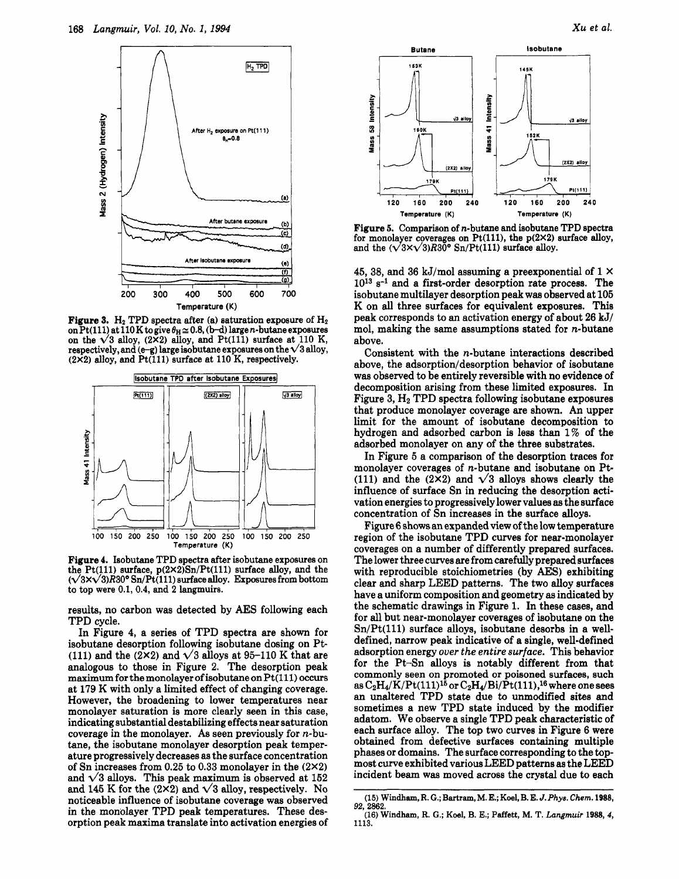Figure 3. $H_2$ TPD spectra after (a) saturation exposure of $H_2$ on Pt(111) at 110 K to give $\theta_H \cong 0.8$, (b–d) large *n*-butane exposures on the $\sqrt{3}$ alloy, (2×2) alloy, and Pt(111) surface at 110 K, respectively, and (e–g) large isobutane exposures on the $\sqrt{3}$ alloy, (2×2) alloy, and Pt(111) surface at 110 K, respectively.

Figure 4. Isobutane TPD spectra after isobutane exposures on the Pt(111) surface, p(2×2)Sn/Pt(111) surface alloy, and the $(\sqrt{3}\times\sqrt{3})R30°$ Sn/Pt(111) surface alloy. Exposures from bottom to top were 0.1, 0.4, and 2 langmuirs.

results, no carbon was detected by AES following each TPD cycle.

In Figure 4, a series of TPD spectra are shown for isobutane desorption following isobutane dosing on Pt(111) and the (2×2) and $\sqrt{3}$ alloys at 95–110 K that are analogous to those in Figure 2. The desorption peak maximum for the monolayer of isobutane on Pt(111) occurs at 179 K with only a limited effect of changing coverage. However, the broadening to lower temperatures near monolayer saturation is more clearly seen in this case, indicating substantial destabilizing effects near saturation coverage in the monolayer. As seen previously for *n*-butane, the isobutane monolayer desorption peak temperature progressively decreases as the surface concentration of Sn increases from 0.25 to 0.33 monolayer in the (2×2) and $\sqrt{3}$ alloys. This peak maximum is observed at 152 and 145 K for the (2×2) and $\sqrt{3}$ alloy, respectively. No noticeable influence of isobutane coverage was observed in the monolayer TPD peak temperatures. These desorption peak maxima translate into activation energies of 45, 38, and 36 kJ/mol assuming a preexponential of $1 \times 10^{13}$ $s^{-1}$ and a first-order desorption rate process. The isobutane multilayer desorption peak was observed at 105 K on all three surfaces for equivalent exposures. This peak corresponds to an activation energy of about 26 kJ/mol, making the same assumptions stated for *n*-butane above.

Figure 5. Comparison of *n*-butane and isobutane TPD spectra for monolayer coverages on Pt(111), the p(2×2) surface alloy, and the $(\sqrt{3}\times\sqrt{3})R30°$ Sn/Pt(111) surface alloy.

Consistent with the *n*-butane interactions described above, the adsorption/desorption behavior of isobutane was observed to be entirely reversible with no evidence of decomposition arising from these limited exposures. In Figure 3, $H_2$ TPD spectra following isobutane exposures that produce monolayer coverage are shown. An upper limit for the amount of isobutane decomposition to hydrogen and adsorbed carbon is less than 1% of the adsorbed monolayer on any of the three substrates.

In Figure 5 a comparison of the desorption traces for monolayer coverages of *n*-butane and isobutane on Pt(111) and the (2×2) and $\sqrt{3}$ alloys shows clearly the influence of surface Sn in reducing the desorption activation energies to progressively lower values as the surface concentration of Sn increases in the surface alloys.

Figure 6 shows an expanded view of the low temperature region of the isobutane TPD curves for near-monolayer coverages on a number of differently prepared surfaces. The lower three curves are from carefully prepared surfaces with reproducible stoichiometries (by AES) exhibiting clear and sharp LEED patterns. The two alloy surfaces have a uniform composition and geometry as indicated by the schematic drawings in Figure 1. In these cases, and for all but near-monolayer coverages of isobutane on the Sn/Pt(111) surface alloys, isobutane desorbs in a well-defined, narrow peak indicative of a single, well-defined adsorption energy *over the entire surface*. This behavior for the Pt–Sn alloys is notably different from that commonly seen on promoted or poisoned surfaces, such as $C_2H_4$/K/Pt(111)[15] or $C_2H_4$/Bi/Pt(111),[16] where one sees an unaltered TPD state due to unmodified sites and sometimes a new TPD state induced by the modifier adatom. We observe a single TPD peak characteristic of each surface alloy. The top two curves in Figure 6 were obtained from defective surfaces containing multiple phases or domains. The surface corresponding to the topmost curve exhibited various LEED patterns as the LEED incident beam was moved across the crystal due to each

(15) Windham, R. G.; Bartram, M. E.; Koel, B. E. *J. Phys. Chem.* 1988, *92*, 2862.

(16) Windham, R. G.; Koel, B. E.; Paffett, M. T. *Langmuir* 1988, *4*, 1113.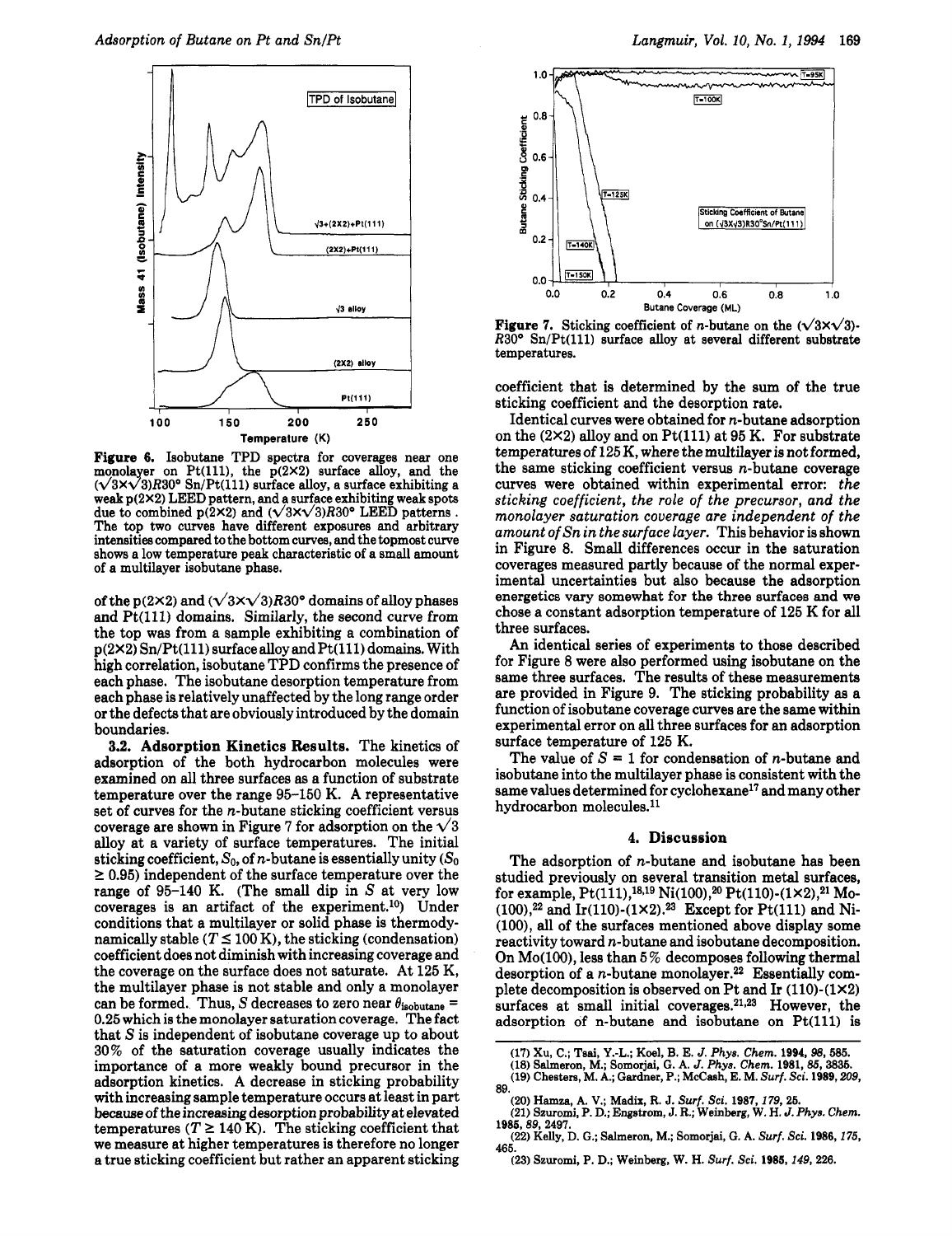**Figure 6.** Isobutane TPD spectra for coverages near one monolayer on Pt(111), the p(2×2) surface alloy, and the $(\sqrt{3}\times\sqrt{3})R30°$ Sn/Pt(111) surface alloy, a surface exhibiting a weak p(2×2) LEED pattern, and a surface exhibiting weak spots due to combined p(2×2) and $(\sqrt{3}\times\sqrt{3})R30°$ LEED patterns. The top two curves have different exposures and arbitrary intensities compared to the bottom curves, and the topmost curve shows a low temperature peak characteristic of a small amount of a multilayer isobutane phase.

**Figure 7.** Sticking coefficient of n-butane on the $(\sqrt{3}\times\sqrt{3})R30°$ Sn/Pt(111) surface alloy at several different substrate temperatures.

of the p(2×2) and $(\sqrt{3}\times\sqrt{3})R30°$ domains of alloy phases and Pt(111) domains. Similarly, the second curve from the top was from a sample exhibiting a combination of p(2×2) Sn/Pt(111) surface alloy and Pt(111) domains. With high correlation, isobutane TPD confirms the presence of each phase. The isobutane desorption temperature from each phase is relatively unaffected by the long range order or the defects that are obviously introduced by the domain boundaries.

**3.2. Adsorption Kinetics Results.** The kinetics of adsorption of the both hydrocarbon molecules were examined on all three surfaces as a function of substrate temperature over the range 95–150 K. A representative set of curves for the n-butane sticking coefficient versus coverage are shown in Figure 7 for adsorption on the $\sqrt{3}$ alloy at a variety of surface temperatures. The initial sticking coefficient, $S_0$, of n-butane is essentially unity ($S_0 \geq 0.95$) independent of the surface temperature over the range of 95–140 K. (The small dip in S at very low coverages is an artifact of the experiment.[10]) Under conditions that a multilayer or solid phase is thermodynamically stable ($T \leq 100$ K), the sticking (condensation) coefficient does not diminish with increasing coverage and the coverage on the surface does not saturate. At 125 K, the multilayer phase is not stable and only a monolayer can be formed. Thus, S decreases to zero near $\theta_{isobutane} = 0.25$ which is the monolayer saturation coverage. The fact that S is independent of isobutane coverage up to about 30% of the saturation coverage usually indicates the importance of a more weakly bound precursor in the adsorption kinetics. A decrease in sticking probability with increasing sample temperature occurs at least in part because of the increasing desorption probability at elevated temperatures ($T \geq 140$ K). The sticking coefficient that we measure at higher temperatures is therefore no longer a true sticking coefficient but rather an apparent sticking coefficient that is determined by the sum of the true sticking coefficient and the desorption rate.

Identical curves were obtained for n-butane adsorption on the (2×2) alloy and on Pt(111) at 95 K. For substrate temperatures of 125 K, where the multilayer is not formed, the same sticking coefficient versus n-butane coverage curves were obtained within experimental error: *the sticking coefficient, the role of the precursor, and the monolayer saturation coverage are independent of the amount of Sn in the surface layer.* This behavior is shown in Figure 8. Small differences occur in the saturation coverages measured partly because of the normal experimental uncertainties but also because the adsorption energetics vary somewhat for the three surfaces and we chose a constant adsorption temperature of 125 K for all three surfaces.

An identical series of experiments to those described for Figure 8 were also performed using isobutane on the same three surfaces. The results of these measurements are provided in Figure 9. The sticking probability as a function of isobutane coverage curves are the same within experimental error on all three surfaces for an adsorption surface temperature of 125 K.

The value of $S = 1$ for condensation of n-butane and isobutane into the multilayer phase is consistent with the same values determined for cyclohexane[17] and many other hydrocarbon molecules.[11]

## 4. Discussion

The adsorption of n-butane and isobutane has been studied previously on several transition metal surfaces, for example, Pt(111),[18,19] Ni(100),[20] Pt(110)-(1×2),[21] Mo(100),[22] and Ir(110)-(1×2).[23] Except for Pt(111) and Ni(100), all of the surfaces mentioned above display some reactivity toward n-butane and isobutane decomposition. On Mo(100), less than 5% decomposes following thermal desorption of a n-butane monolayer.[22] Essentially complete decomposition is observed on Pt and Ir (110)-(1×2) surfaces at small initial coverages.[21,23] However, the adsorption of n-butane and isobutane on Pt(111) is

(17) Xu, C.; Tsai, Y.-L.; Koel, B. E. *J. Phys. Chem.* **1994**, *98*, 585.
(18) Salmeron, M.; Somorjai, G. A. *J. Phys. Chem.* **1981**, *85*, 3835.
(19) Chesters, M. A.; Gardner, P.; McCash, E. M. *Surf. Sci.* **1989**, *209*, 89.
(20) Hamza, A. V.; Madix, R. J. *Surf. Sci.* **1987**, *179*, 25.
(21) Szuromi, P. D.; Engstrom, J. R.; Weinberg, W. H. *J. Phys. Chem.* **1985**, *89*, 2497.
(22) Kelly, D. G.; Salmeron, M.; Somorjai, G. A. *Surf. Sci.* **1986**, *175*, 465.
(23) Szuromi, P. D.; Weinberg, W. H. *Surf. Sci.* **1985**, *149*, 226.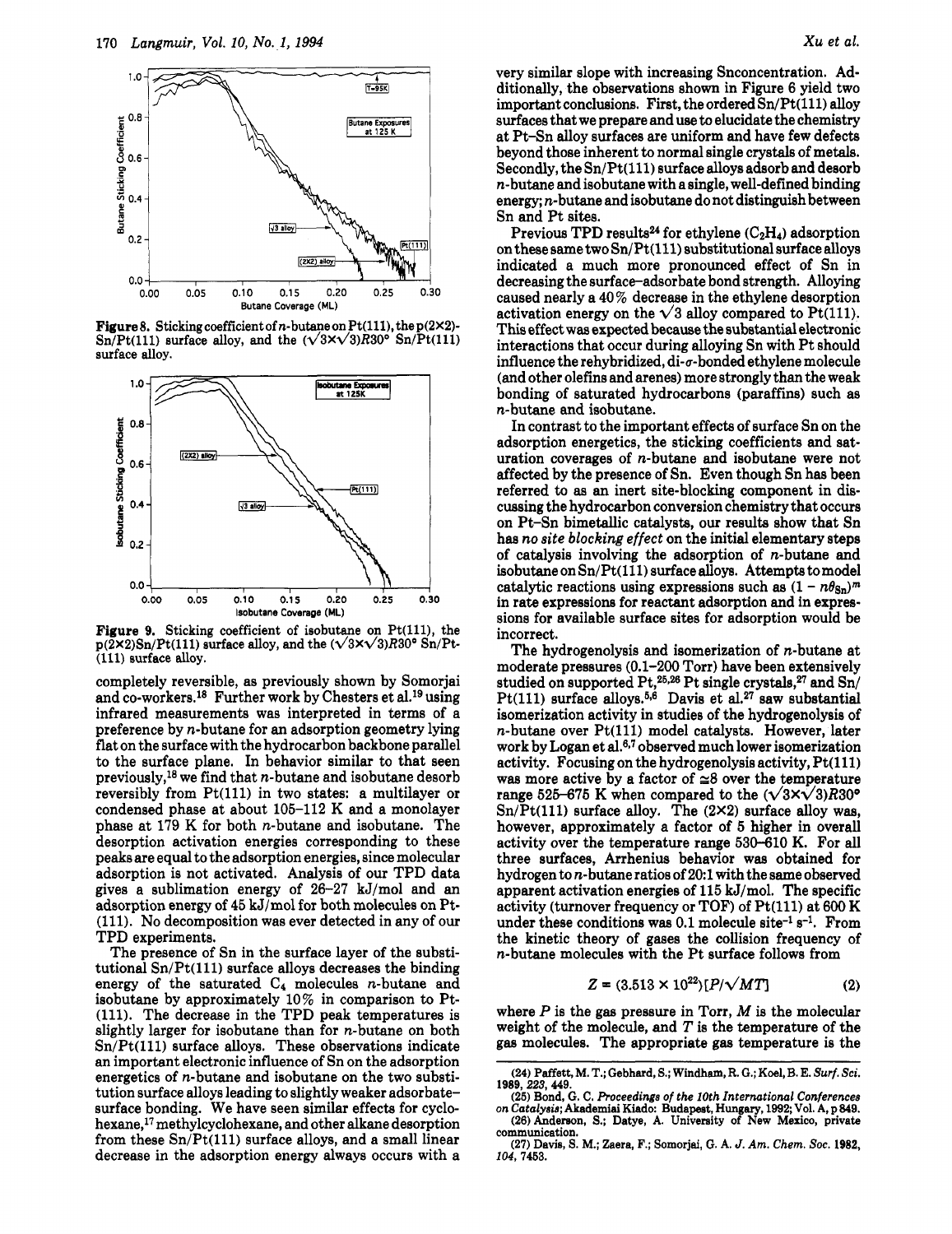Figure 8. Sticking coefficient of $n$-butane on Pt(111), the p(2×2)-Sn/Pt(111) surface alloy, and the $(\sqrt{3}\times\sqrt{3})R30°$ Sn/Pt(111) surface alloy.

Figure 9. Sticking coefficient of isobutane on Pt(111), the p(2×2)Sn/Pt(111) surface alloy, and the $(\sqrt{3}\times\sqrt{3})R30°$ Sn/Pt(111) surface alloy.

completely reversible, as previously shown by Somorjai and co-workers.[18] Further work by Chesters et al.[19] using infrared measurements was interpreted in terms of a preference by $n$-butane for an adsorption geometry lying flat on the surface with the hydrocarbon backbone parallel to the surface plane. In behavior similar to that seen previously,[18] we find that $n$-butane and isobutane desorb reversibly from Pt(111) in two states: a multilayer or condensed phase at about 105–112 K and a monolayer phase at 179 K for both $n$-butane and isobutane. The desorption activation energies corresponding to these peaks are equal to the adsorption energies, since molecular adsorption is not activated. Analysis of our TPD data gives a sublimation energy of 26–27 kJ/mol and an adsorption energy of 45 kJ/mol for both molecules on Pt(111). No decomposition was ever detected in any of our TPD experiments.

The presence of Sn in the surface layer of the substitutional Sn/Pt(111) surface alloys decreases the binding energy of the saturated $C_4$ molecules $n$-butane and isobutane by approximately 10% in comparison to Pt(111). The decrease in the TPD peak temperatures is slightly larger for isobutane than for $n$-butane on both Sn/Pt(111) surface alloys. These observations indicate an important electronic influence of Sn on the adsorption energetics of $n$-butane and isobutane on the two substitution surface alloys leading to slightly weaker adsorbate–surface bonding. We have seen similar effects for cyclohexane,[17] methylcyclohexane, and other alkane desorption from these Sn/Pt(111) surface alloys, and a small linear decrease in the adsorption energy always occurs with a very similar slope with increasing Snconcentration. Additionally, the observations shown in Figure 6 yield two important conclusions. First, the ordered Sn/Pt(111) alloy surfaces that we prepare and use to elucidate the chemistry at Pt–Sn alloy surfaces are uniform and have few defects beyond those inherent to normal single crystals of metals. Secondly, the Sn/Pt(111) surface alloys adsorb and desorb $n$-butane and isobutane with a single, well-defined binding energy; $n$-butane and isobutane do not distinguish between Sn and Pt sites.

Previous TPD results[24] for ethylene ($C_2H_4$) adsorption on these same two Sn/Pt(111) substitutional surface alloys indicated a much more pronounced effect of Sn in decreasing the surface–adsorbate bond strength. Alloying caused nearly a 40% decrease in the ethylene desorption activation energy on the $\sqrt{3}$ alloy compared to Pt(111). This effect was expected because the substantial electronic interactions that occur during alloying Sn with Pt should influence the rehybridized, di-$\sigma$-bonded ethylene molecule (and other olefins and arenes) more strongly than the weak bonding of saturated hydrocarbons (paraffins) such as $n$-butane and isobutane.

In contrast to the important effects of surface Sn on the adsorption energetics, the sticking coefficients and saturation coverages of $n$-butane and isobutane were not affected by the presence of Sn. Even though Sn has been referred to as an inert site-blocking component in discussing the hydrocarbon conversion chemistry that occurs on Pt–Sn bimetallic catalysts, our results show that Sn has *no site blocking effect* on the initial elementary steps of catalysis involving the adsorption of $n$-butane and isobutane on Sn/Pt(111) surface alloys. Attempts to model catalytic reactions using expressions such as $(1 - n\theta_{Sn})^m$ in rate expressions for reactant adsorption and in expressions for available surface sites for adsorption would be incorrect.

The hydrogenolysis and isomerization of $n$-butane at moderate pressures (0.1–200 Torr) have been extensively studied on supported Pt,[25,26] Pt single crystals,[27] and Sn/Pt(111) surface alloys.[5,6] Davis et al.[27] saw substantial isomerization activity in studies of the hydrogenolysis of $n$-butane over Pt(111) model catalysts. However, later work by Logan et al.[6,7] observed much lower isomerization activity. Focusing on the hydrogenolysis activity, Pt(111) was more active by a factor of ≅8 over the temperature range 525–675 K when compared to the $(\sqrt{3}\times\sqrt{3})R30°$ Sn/Pt(111) surface alloy. The (2×2) surface alloy was, however, approximately a factor of 5 higher in overall activity over the temperature range 530–610 K. For all three surfaces, Arrhenius behavior was obtained for hydrogen to $n$-butane ratios of 20:1 with the same observed apparent activation energies of 115 kJ/mol. The specific activity (turnover frequency or TOF) of Pt(111) at 600 K under these conditions was 0.1 molecule site$^{-1}$ s$^{-1}$. From the kinetic theory of gases the collision frequency of $n$-butane molecules with the Pt surface follows from

$$Z = (3.513 \times 10^{22})[P/\sqrt{MT}] \tag{2}$$

where $P$ is the gas pressure in Torr, $M$ is the molecular weight of the molecule, and $T$ is the temperature of the gas molecules. The appropriate gas temperature is the

(24) Paffett, M. T.; Gebhard, S.; Windham, R. G.; Koel, B. E. *Surf. Sci.* **1989**, *223*, 449.

(25) Bond, G. C. *Proceedings of the 10th International Conferences on Catalysis*; Akademiai Kiado: Budapest, Hungary, 1992; Vol. A, p 849.

(26) Anderson, S.; Datye, A. University of New Mexico, private communication.

(27) Davis, S. M.; Zaera, F.; Somorjai, G. A. *J. Am. Chem. Soc.* **1982**, *104*, 7453.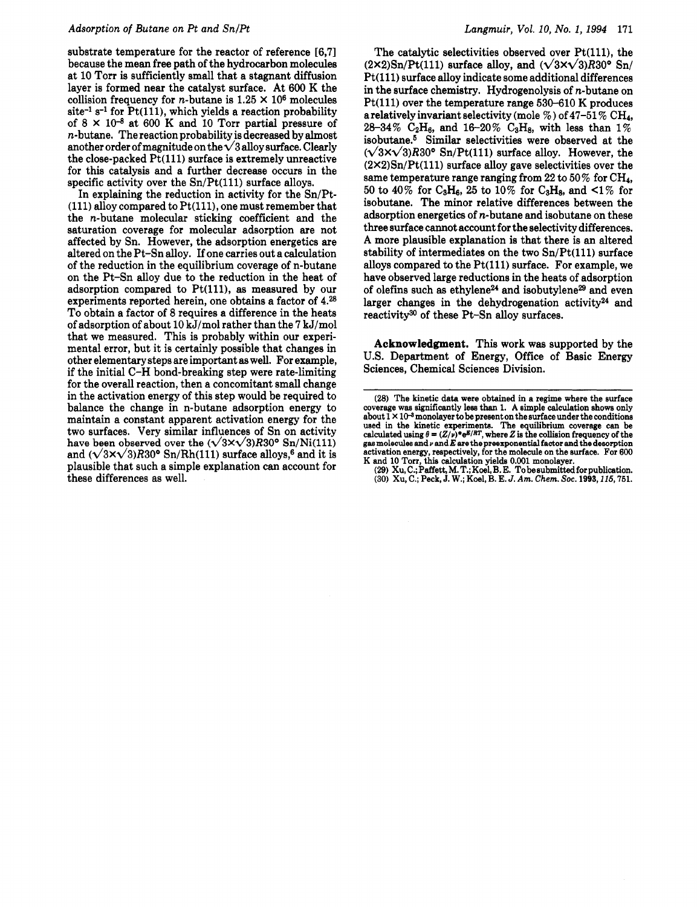substrate temperature for the reactor of reference [6,7] because the mean free path of the hydrocarbon molecules at 10 Torr is sufficiently small that a stagnant diffusion layer is formed near the catalyst surface. At 600 K the collision frequency for *n*-butane is $1.25 \times 10^6$ molecules site$^{-1}$ s$^{-1}$ for Pt(111), which yields a reaction probability of $8 \times 10^{-8}$ at 600 K and 10 Torr partial pressure of *n*-butane. The reaction probability is decreased by almost another order of magnitude on the $\sqrt{3}$ alloy surface. Clearly the close-packed Pt(111) surface is extremely unreactive for this catalysis and a further decrease occurs in the specific activity over the Sn/Pt(111) surface alloys.

In explaining the reduction in activity for the Sn/Pt(111) alloy compared to Pt(111), one must remember that the *n*-butane molecular sticking coefficient and the saturation coverage for molecular adsorption are not affected by Sn. However, the adsorption energetics are altered on the Pt–Sn alloy. If one carries out a calculation of the reduction in the equilibrium coverage of n-butane on the Pt–Sn alloy due to the reduction in the heat of adsorption compared to Pt(111), as measured by our experiments reported herein, one obtains a factor of 4.[28] To obtain a factor of 8 requires a difference in the heats of adsorption of about 10 kJ/mol rather than the 7 kJ/mol that we measured. This is probably within our experimental error, but it is certainly possible that changes in other elementary steps are important as well. For example, if the initial C–H bond-breaking step were rate-limiting for the overall reaction, then a concomitant small change in the activation energy of this step would be required to balance the change in n-butane adsorption energy to maintain a constant apparent activation energy for the two surfaces. Very similar influences of Sn on activity have been observed over the $(\sqrt{3}\times\sqrt{3})R30°$ Sn/Ni(111) and $(\sqrt{3}\times\sqrt{3})R30°$ Sn/Rh(111) surface alloys,[6] and it is plausible that such a simple explanation can account for these differences as well.

The catalytic selectivities observed over Pt(111), the $(2\times2)$Sn/Pt(111) surface alloy, and $(\sqrt{3}\times\sqrt{3})R30°$ Sn/Pt(111) surface alloy indicate some additional differences in the surface chemistry. Hydrogenolysis of *n*-butane on Pt(111) over the temperature range 530–610 K produces a relatively invariant selectivity (mole %) of 47–51% $CH_4$, 28–34% $C_2H_6$, and 16–20% $C_3H_8$, with less than 1% isobutane.[5] Similar selectivities were observed at the $(\sqrt{3}\times\sqrt{3})R30°$ Sn/Pt(111) surface alloy. However, the $(2\times2)$Sn/Pt(111) surface alloy gave selectivities over the same temperature range ranging from 22 to 50% for $CH_4$, 50 to 40% for $C_3H_6$, 25 to 10% for $C_3H_8$, and <1% for isobutane. The minor relative differences between the adsorption energetics of *n*-butane and isobutane on these three surface cannot account for the selectivity differences. A more plausible explanation is that there is an altered stability of intermediates on the two Sn/Pt(111) surface alloys compared to the Pt(111) surface. For example, we have observed large reductions in the heats of adsorption of olefins such as ethylene[24] and isobutylene[29] and even larger changes in the dehydrogenation activity[24] and reactivity[30] of these Pt–Sn alloy surfaces.

**Acknowledgment.** This work was supported by the U.S. Department of Energy, Office of Basic Energy Sciences, Chemical Sciences Division.

---

(28) The kinetic data were obtained in a regime where the surface coverage was significantly less than 1. A simple calculation shows only about $1 \times 10^{-3}$ monolayer to be present on the surface under the conditions used in the kinetic experiments. The equilibrium coverage can be calculated using $\theta = (Z/\nu)*e^{E/RT}$, where $Z$ is the collision frequency of the gas molecules and $\nu$ and $E$ are the preexponential factor and the desorption activation energy, respectively, for the molecule on the surface. For 600 K and 10 Torr, this calculation yields 0.001 monolayer.

(29) Xu, C.; Paffett, M. T.; Koel, B. E. To be submitted for publication.

(30) Xu, C.; Peck, J. W.; Koel, B. E. *J. Am. Chem. Soc.* **1993**, *115*, 751.